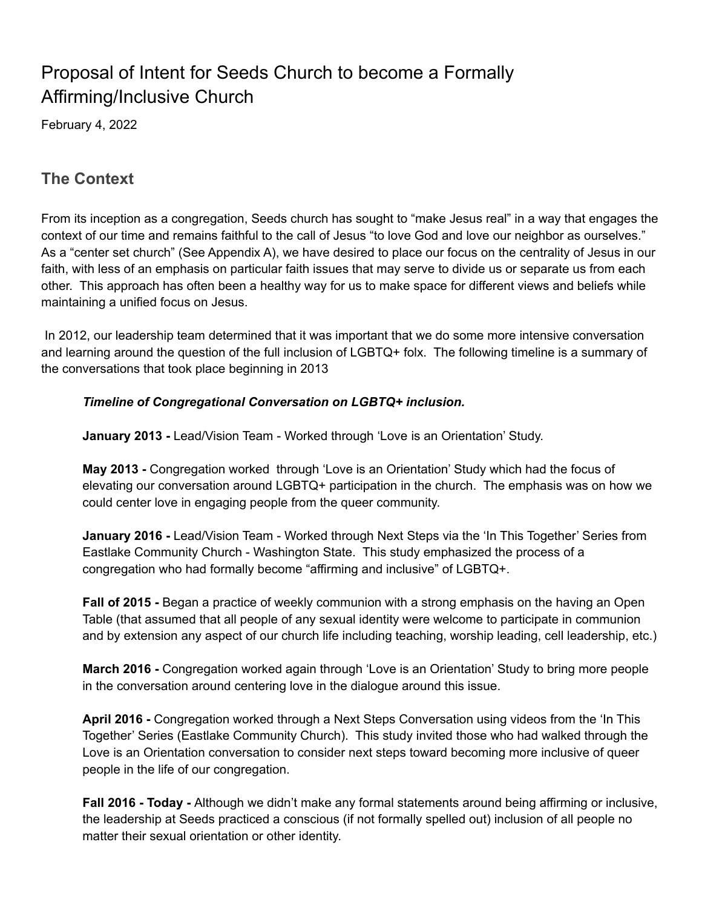# Proposal of Intent for Seeds Church to become a Formally Affirming/Inclusive Church

February 4, 2022

## The Context

From its inception as a congregation, Seeds church has sought to "make Jesus real" in a way that engages the context of our time and remains faithful to the call of Jesus "to love God and love our neighbor as ourselves." As a "center set church" (See Appendix A), we have desired to place our focus on the centrality of Jesus in our faith, with less of an emphasis on particular faith issues that may serve to divide us or separate us from each other. This approach has often been a healthy way for us to make space for different views and beliefs while maintaining a unified focus on Jesus.

In 2012, our leadership team determined that it was important that we do some more intensive conversation and learning around the question of the full inclusion of LGBTQ+ folx. The following timeline is a summary of the conversations that took place beginning in 2013

***Timeline of Congregational Conversation on LGBTQ+ inclusion.***

**January 2013 -** Lead/Vision Team - Worked through 'Love is an Orientation' Study.

**May 2013 -** Congregation worked through 'Love is an Orientation' Study which had the focus of elevating our conversation around LGBTQ+ participation in the church. The emphasis was on how we could center love in engaging people from the queer community.

**January 2016 -** Lead/Vision Team - Worked through Next Steps via the 'In This Together' Series from Eastlake Community Church - Washington State. This study emphasized the process of a congregation who had formally become "affirming and inclusive" of LGBTQ+.

**Fall of 2015 -** Began a practice of weekly communion with a strong emphasis on the having an Open Table (that assumed that all people of any sexual identity were welcome to participate in communion and by extension any aspect of our church life including teaching, worship leading, cell leadership, etc.)

**March 2016 -** Congregation worked again through 'Love is an Orientation' Study to bring more people in the conversation around centering love in the dialogue around this issue.

**April 2016 -** Congregation worked through a Next Steps Conversation using videos from the 'In This Together' Series (Eastlake Community Church). This study invited those who had walked through the Love is an Orientation conversation to consider next steps toward becoming more inclusive of queer people in the life of our congregation.

**Fall 2016 - Today -** Although we didn't make any formal statements around being affirming or inclusive, the leadership at Seeds practiced a conscious (if not formally spelled out) inclusion of all people no matter their sexual orientation or other identity.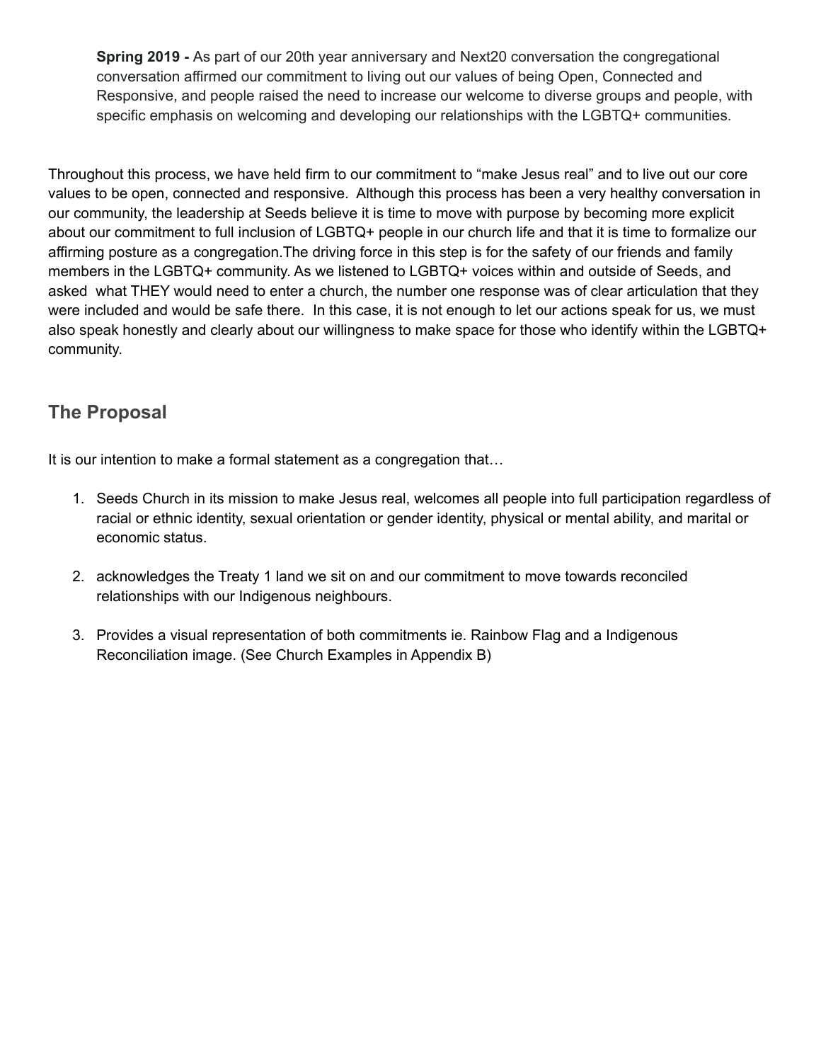**Spring 2019 -** As part of our 20th year anniversary and Next20 conversation the congregational conversation affirmed our commitment to living out our values of being Open, Connected and Responsive, and people raised the need to increase our welcome to diverse groups and people, with specific emphasis on welcoming and developing our relationships with the LGBTQ+ communities.

Throughout this process, we have held firm to our commitment to "make Jesus real" and to live out our core values to be open, connected and responsive. Although this process has been a very healthy conversation in our community, the leadership at Seeds believe it is time to move with purpose by becoming more explicit about our commitment to full inclusion of LGBTQ+ people in our church life and that it is time to formalize our affirming posture as a congregation.The driving force in this step is for the safety of our friends and family members in the LGBTQ+ community. As we listened to LGBTQ+ voices within and outside of Seeds, and asked what THEY would need to enter a church, the number one response was of clear articulation that they were included and would be safe there. In this case, it is not enough to let our actions speak for us, we must also speak honestly and clearly about our willingness to make space for those who identify within the LGBTQ+ community.

## The Proposal

It is our intention to make a formal statement as a congregation that…

1. Seeds Church in its mission to make Jesus real, welcomes all people into full participation regardless of racial or ethnic identity, sexual orientation or gender identity, physical or mental ability, and marital or economic status.
2. acknowledges the Treaty 1 land we sit on and our commitment to move towards reconciled relationships with our Indigenous neighbours.
3. Provides a visual representation of both commitments ie. Rainbow Flag and a Indigenous Reconciliation image. (See Church Examples in Appendix B)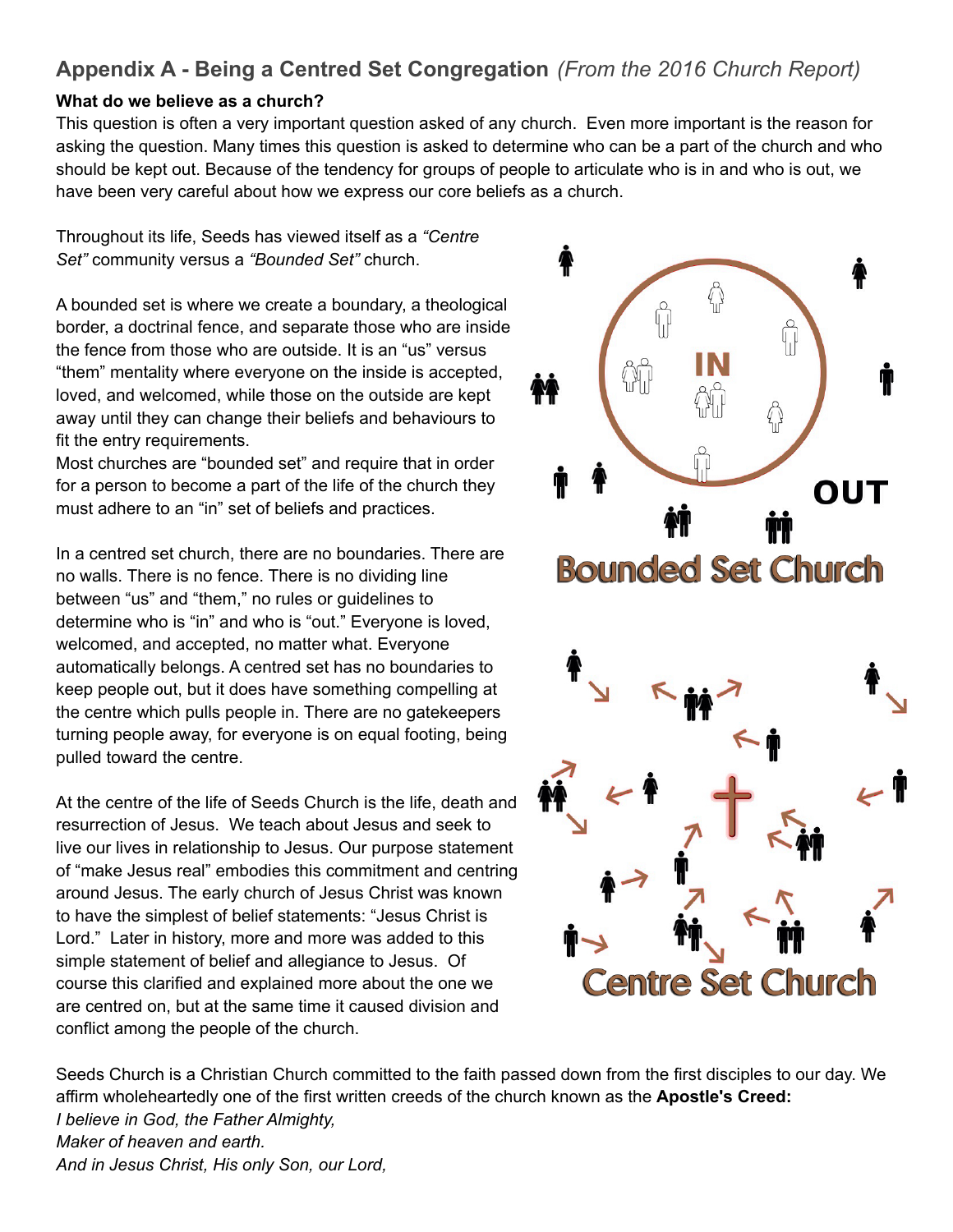## Appendix A - Being a Centred Set Congregation *(From the 2016 Church Report)*

**What do we believe as a church?**

This question is often a very important question asked of any church. Even more important is the reason for asking the question. Many times this question is asked to determine who can be a part of the church and who should be kept out. Because of the tendency for groups of people to articulate who is in and who is out, we have been very careful about how we express our core beliefs as a church.

Throughout its life, Seeds has viewed itself as a *"Centre Set"* community versus a *"Bounded Set"* church.

A bounded set is where we create a boundary, a theological border, a doctrinal fence, and separate those who are inside the fence from those who are outside. It is an "us" versus "them" mentality where everyone on the inside is accepted, loved, and welcomed, while those on the outside are kept away until they can change their beliefs and behaviours to fit the entry requirements.
Most churches are "bounded set" and require that in order for a person to become a part of the life of the church they must adhere to an "in" set of beliefs and practices.

IN

OUT

Bounded Set Church

In a centred set church, there are no boundaries. There are no walls. There is no fence. There is no dividing line between "us" and "them," no rules or guidelines to determine who is "in" and who is "out." Everyone is loved, welcomed, and accepted, no matter what. Everyone automatically belongs. A centred set has no boundaries to keep people out, but it does have something compelling at the centre which pulls people in. There are no gatekeepers turning people away, for everyone is on equal footing, being pulled toward the centre.

At the centre of the life of Seeds Church is the life, death and resurrection of Jesus. We teach about Jesus and seek to live our lives in relationship to Jesus. Our purpose statement of "make Jesus real" embodies this commitment and centring around Jesus. The early church of Jesus Christ was known to have the simplest of belief statements: "Jesus Christ is Lord." Later in history, more and more was added to this simple statement of belief and allegiance to Jesus. Of course this clarified and explained more about the one we are centred on, but at the same time it caused division and conflict among the people of the church.

Centre Set Church

Seeds Church is a Christian Church committed to the faith passed down from the first disciples to our day. We affirm wholeheartedly one of the first written creeds of the church known as the **Apostle's Creed:**
*I believe in God, the Father Almighty,*
*Maker of heaven and earth.*
*And in Jesus Christ, His only Son, our Lord,*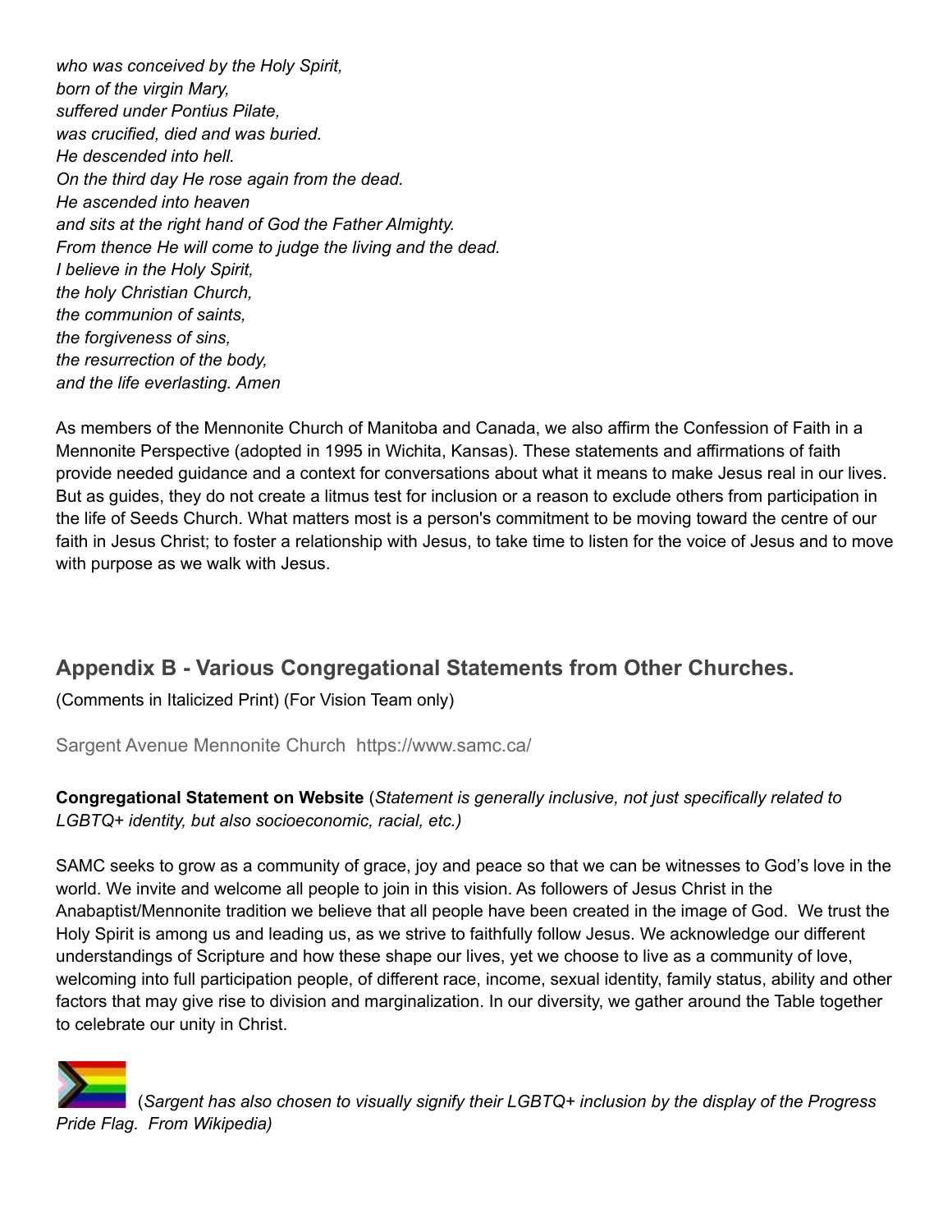*who was conceived by the Holy Spirit,*
*born of the virgin Mary,*
*suffered under Pontius Pilate,*
*was crucified, died and was buried.*
*He descended into hell.*
*On the third day He rose again from the dead.*
*He ascended into heaven*
*and sits at the right hand of God the Father Almighty.*
*From thence He will come to judge the living and the dead.*
*I believe in the Holy Spirit,*
*the holy Christian Church,*
*the communion of saints,*
*the forgiveness of sins,*
*the resurrection of the body,*
*and the life everlasting. Amen*

As members of the Mennonite Church of Manitoba and Canada, we also affirm the Confession of Faith in a Mennonite Perspective (adopted in 1995 in Wichita, Kansas). These statements and affirmations of faith provide needed guidance and a context for conversations about what it means to make Jesus real in our lives. But as guides, they do not create a litmus test for inclusion or a reason to exclude others from participation in the life of Seeds Church. What matters most is a person's commitment to be moving toward the centre of our faith in Jesus Christ; to foster a relationship with Jesus, to take time to listen for the voice of Jesus and to move with purpose as we walk with Jesus.

## Appendix B - Various Congregational Statements from Other Churches.

(Comments in Italicized Print) (For Vision Team only)

### Sargent Avenue Mennonite Church https://www.samc.ca/

**Congregational Statement on Website** (*Statement is generally inclusive, not just specifically related to LGBTQ+ identity, but also socioeconomic, racial, etc.)*

SAMC seeks to grow as a community of grace, joy and peace so that we can be witnesses to God's love in the world. We invite and welcome all people to join in this vision. As followers of Jesus Christ in the Anabaptist/Mennonite tradition we believe that all people have been created in the image of God. We trust the Holy Spirit is among us and leading us, as we strive to faithfully follow Jesus. We acknowledge our different understandings of Scripture and how these shape our lives, yet we choose to live as a community of love, welcoming into full participation people, of different race, income, sexual identity, family status, ability and other factors that may give rise to division and marginalization. In our diversity, we gather around the Table together to celebrate our unity in Christ.

(*Sargent has also chosen to visually signify their LGBTQ+ inclusion by the display of the Progress Pride Flag. From Wikipedia)*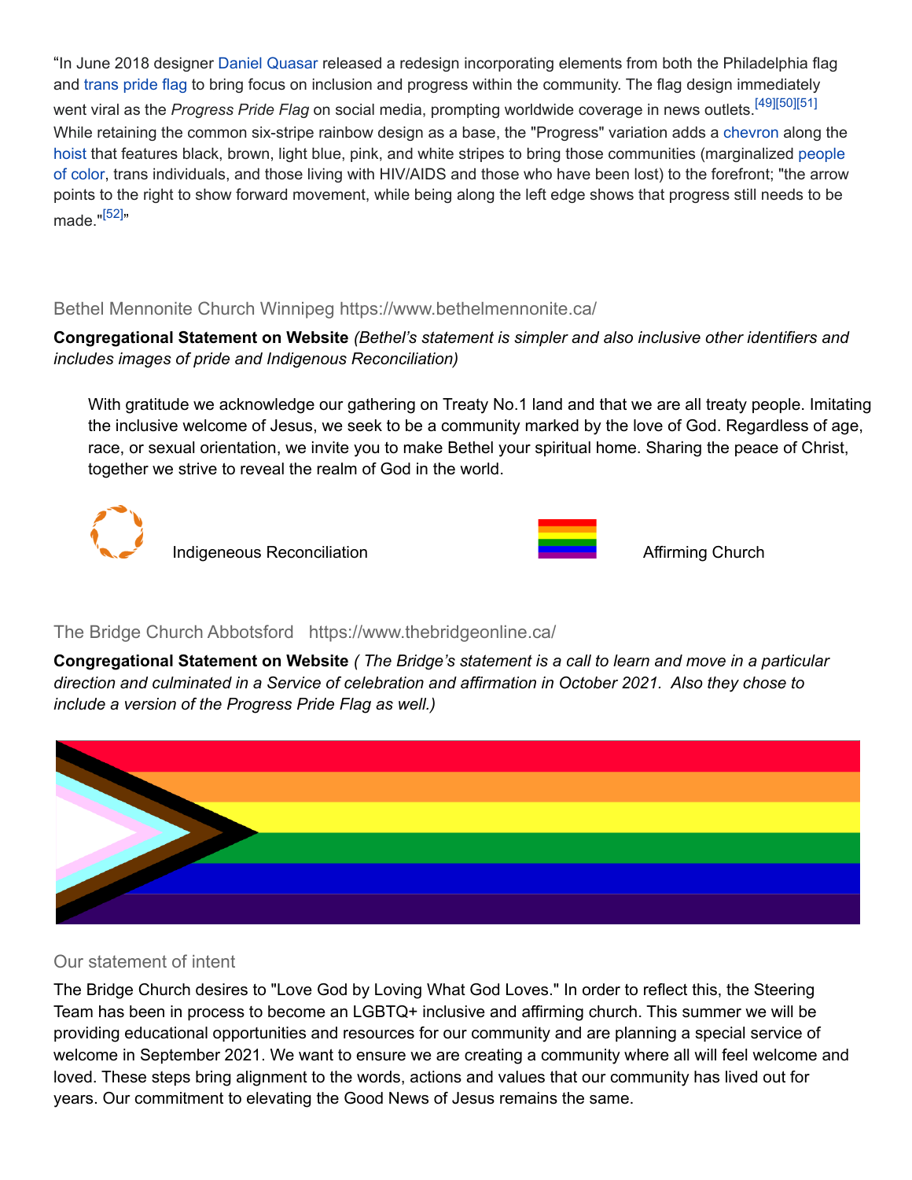"In June 2018 designer Daniel Quasar released a redesign incorporating elements from both the Philadelphia flag and trans pride flag to bring focus on inclusion and progress within the community. The flag design immediately went viral as the *Progress Pride Flag* on social media, prompting worldwide coverage in news outlets.[49][50][51] While retaining the common six-stripe rainbow design as a base, the "Progress" variation adds a chevron along the hoist that features black, brown, light blue, pink, and white stripes to bring those communities (marginalized people of color, trans individuals, and those living with HIV/AIDS and those who have been lost) to the forefront; "the arrow points to the right to show forward movement, while being along the left edge shows that progress still needs to be made."[52]"

### Bethel Mennonite Church Winnipeg https://www.bethelmennonite.ca/

**Congregational Statement on Website** *(Bethel's statement is simpler and also inclusive other identifiers and includes images of pride and Indigenous Reconciliation)*

> With gratitude we acknowledge our gathering on Treaty No.1 land and that we are all treaty people. Imitating the inclusive welcome of Jesus, we seek to be a community marked by the love of God. Regardless of age, race, or sexual orientation, we invite you to make Bethel your spiritual home. Sharing the peace of Christ, together we strive to reveal the realm of God in the world.

Indigeneous Reconciliation

Affirming Church

### The Bridge Church Abbotsford https://www.thebridgeonline.ca/

**Congregational Statement on Website** *( The Bridge's statement is a call to learn and move in a particular direction and culminated in a Service of celebration and affirmation in October 2021. Also they chose to include a version of the Progress Pride Flag as well.)*

### Our statement of intent

The Bridge Church desires to "Love God by Loving What God Loves." In order to reflect this, the Steering Team has been in process to become an LGBTQ+ inclusive and affirming church. This summer we will be providing educational opportunities and resources for our community and are planning a special service of welcome in September 2021. We want to ensure we are creating a community where all will feel welcome and loved. These steps bring alignment to the words, actions and values that our community has lived out for years. Our commitment to elevating the Good News of Jesus remains the same.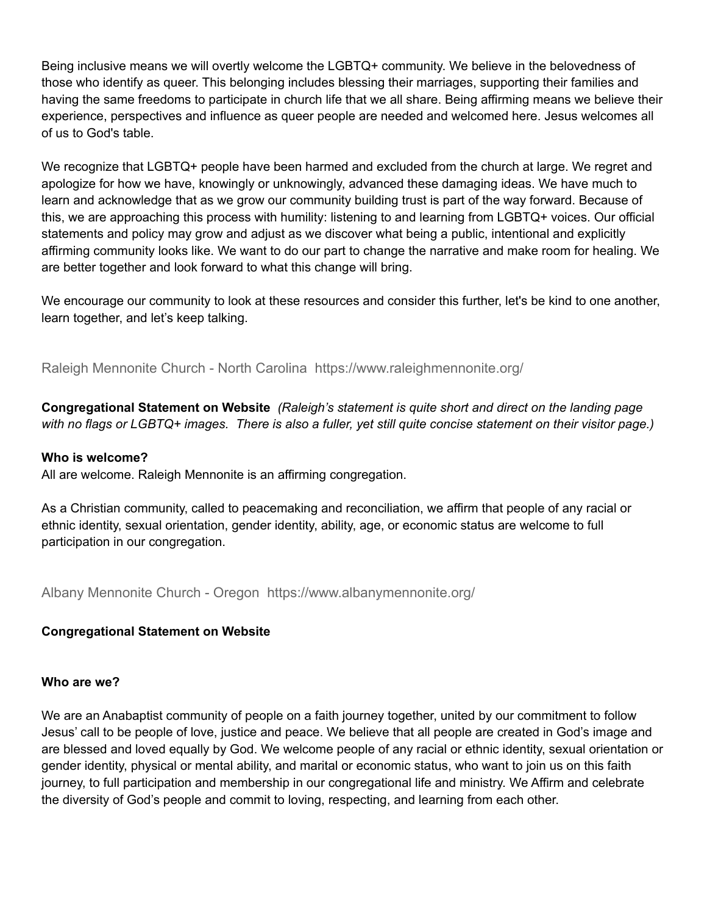Being inclusive means we will overtly welcome the LGBTQ+ community. We believe in the belovedness of those who identify as queer. This belonging includes blessing their marriages, supporting their families and having the same freedoms to participate in church life that we all share. Being affirming means we believe their experience, perspectives and influence as queer people are needed and welcomed here. Jesus welcomes all of us to God's table.

We recognize that LGBTQ+ people have been harmed and excluded from the church at large. We regret and apologize for how we have, knowingly or unknowingly, advanced these damaging ideas. We have much to learn and acknowledge that as we grow our community building trust is part of the way forward. Because of this, we are approaching this process with humility: listening to and learning from LGBTQ+ voices. Our official statements and policy may grow and adjust as we discover what being a public, intentional and explicitly affirming community looks like. We want to do our part to change the narrative and make room for healing. We are better together and look forward to what this change will bring.

We encourage our community to look at these resources and consider this further, let's be kind to one another, learn together, and let's keep talking.

## Raleigh Mennonite Church - North Carolina https://www.raleighmennonite.org/

**Congregational Statement on Website** *(Raleigh's statement is quite short and direct on the landing page with no flags or LGBTQ+ images. There is also a fuller, yet still quite concise statement on their visitor page.)*

**Who is welcome?**

All are welcome. Raleigh Mennonite is an affirming congregation.

As a Christian community, called to peacemaking and reconciliation, we affirm that people of any racial or ethnic identity, sexual orientation, gender identity, ability, age, or economic status are welcome to full participation in our congregation.

## Albany Mennonite Church - Oregon https://www.albanymennonite.org/

**Congregational Statement on Website**

**Who are we?**

We are an Anabaptist community of people on a faith journey together, united by our commitment to follow Jesus' call to be people of love, justice and peace. We believe that all people are created in God's image and are blessed and loved equally by God. We welcome people of any racial or ethnic identity, sexual orientation or gender identity, physical or mental ability, and marital or economic status, who want to join us on this faith journey, to full participation and membership in our congregational life and ministry. We Affirm and celebrate the diversity of God's people and commit to loving, respecting, and learning from each other.